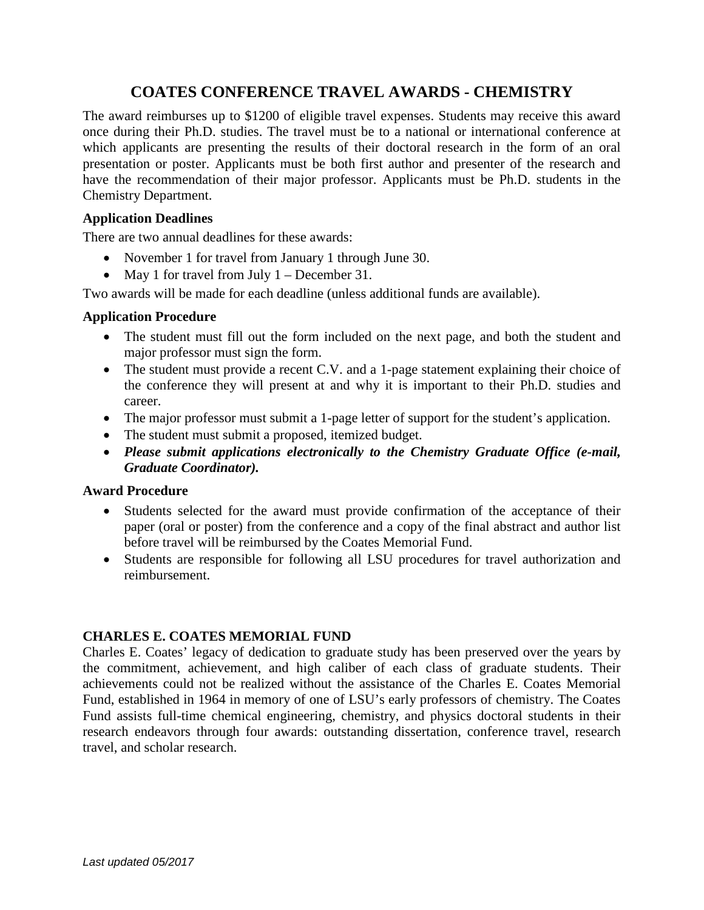# COATES CONFERENCE TRAVEL AWARDS - CHEMISTRY

The award reimburses up to $1200 of eligible travel expenses. Students may receive this award once during their Ph.D. studies. The travel must be to a national or international conference at which applicants are presenting the results of their doctoral research in the form of an oral presentation or poster. Applicants must be both first author and presenter of the research and have the recommendation of their major professor. Applicants must be Ph.D. students in the Chemistry Department.

### Application Deadlines

There are two annual deadlines for these awards:

- November 1 for travel from January 1 through June 30.
- May 1 for travel from July 1 – December 31.

Two awards will be made for each deadline (unless additional funds are available).

### Application Procedure

- The student must fill out the form included on the next page, and both the student and major professor must sign the form.
- The student must provide a recent C.V. and a 1-page statement explaining their choice of the conference they will present at and why it is important to their Ph.D. studies and career.
- The major professor must submit a 1-page letter of support for the student's application.
- The student must submit a proposed, itemized budget.
- ***Please submit applications electronically to the Chemistry Graduate Office (e-mail, Graduate Coordinator).***

### Award Procedure

- Students selected for the award must provide confirmation of the acceptance of their paper (oral or poster) from the conference and a copy of the final abstract and author list before travel will be reimbursed by the Coates Memorial Fund.
- Students are responsible for following all LSU procedures for travel authorization and reimbursement.

### CHARLES E. COATES MEMORIAL FUND

Charles E. Coates' legacy of dedication to graduate study has been preserved over the years by the commitment, achievement, and high caliber of each class of graduate students. Their achievements could not be realized without the assistance of the Charles E. Coates Memorial Fund, established in 1964 in memory of one of LSU's early professors of chemistry. The Coates Fund assists full-time chemical engineering, chemistry, and physics doctoral students in their research endeavors through four awards: outstanding dissertation, conference travel, research travel, and scholar research.

*Last updated 05/2017*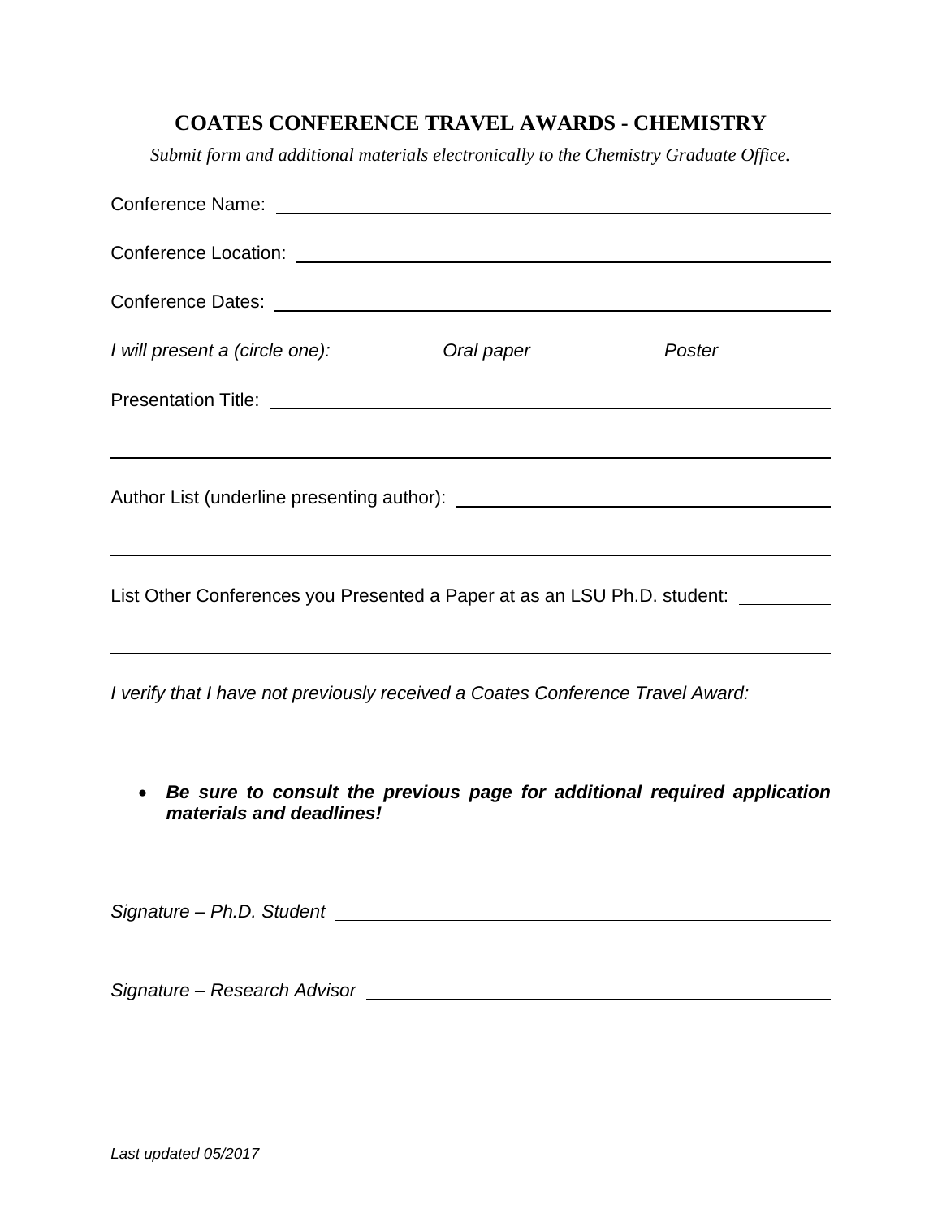# COATES CONFERENCE TRAVEL AWARDS - CHEMISTRY

*Submit form and additional materials electronically to the Chemistry Graduate Office.*

Conference Name: \_\_\_\_\_\_\_\_\_\_\_\_\_\_\_\_\_\_\_\_\_\_\_\_\_\_\_\_\_\_\_\_\_\_\_\_\_\_\_\_

Conference Location: \_\_\_\_\_\_\_\_\_\_\_\_\_\_\_\_\_\_\_\_\_\_\_\_\_\_\_\_\_\_\_\_\_\_\_\_\_\_\_\_

Conference Dates: \_\_\_\_\_\_\_\_\_\_\_\_\_\_\_\_\_\_\_\_\_\_\_\_\_\_\_\_\_\_\_\_\_\_\_\_\_\_\_\_

*I will present a (circle one):* *Oral paper* *Poster*

Presentation Title: \_\_\_\_\_\_\_\_\_\_\_\_\_\_\_\_\_\_\_\_\_\_\_\_\_\_\_\_\_\_\_\_\_\_\_\_\_\_\_\_

\_\_\_\_\_\_\_\_\_\_\_\_\_\_\_\_\_\_\_\_\_\_\_\_\_\_\_\_\_\_\_\_\_\_\_\_\_\_\_\_\_\_\_\_\_\_\_\_\_\_\_\_\_\_

Author List (underline presenting author): \_\_\_\_\_\_\_\_\_\_\_\_\_\_\_\_\_\_\_\_\_\_\_\_\_\_\_\_

\_\_\_\_\_\_\_\_\_\_\_\_\_\_\_\_\_\_\_\_\_\_\_\_\_\_\_\_\_\_\_\_\_\_\_\_\_\_\_\_\_\_\_\_\_\_\_\_\_\_\_\_\_\_

List Other Conferences you Presented a Paper at as an LSU Ph.D. student: \_\_\_\_\_\_\_\_

\_\_\_\_\_\_\_\_\_\_\_\_\_\_\_\_\_\_\_\_\_\_\_\_\_\_\_\_\_\_\_\_\_\_\_\_\_\_\_\_\_\_\_\_\_\_\_\_\_\_\_\_\_\_

*I verify that I have not previously received a Coates Conference Travel Award:* \_\_\_\_\_\_\_

- ***Be sure to consult the previous page for additional required application materials and deadlines!***

*Signature – Ph.D. Student* \_\_\_\_\_\_\_\_\_\_\_\_\_\_\_\_\_\_\_\_\_\_\_\_\_\_\_\_\_\_\_\_\_\_\_\_\_\_\_\_

*Signature – Research Advisor* \_\_\_\_\_\_\_\_\_\_\_\_\_\_\_\_\_\_\_\_\_\_\_\_\_\_\_\_\_\_\_\_\_\_\_\_\_\_

*Last updated 05/2017*